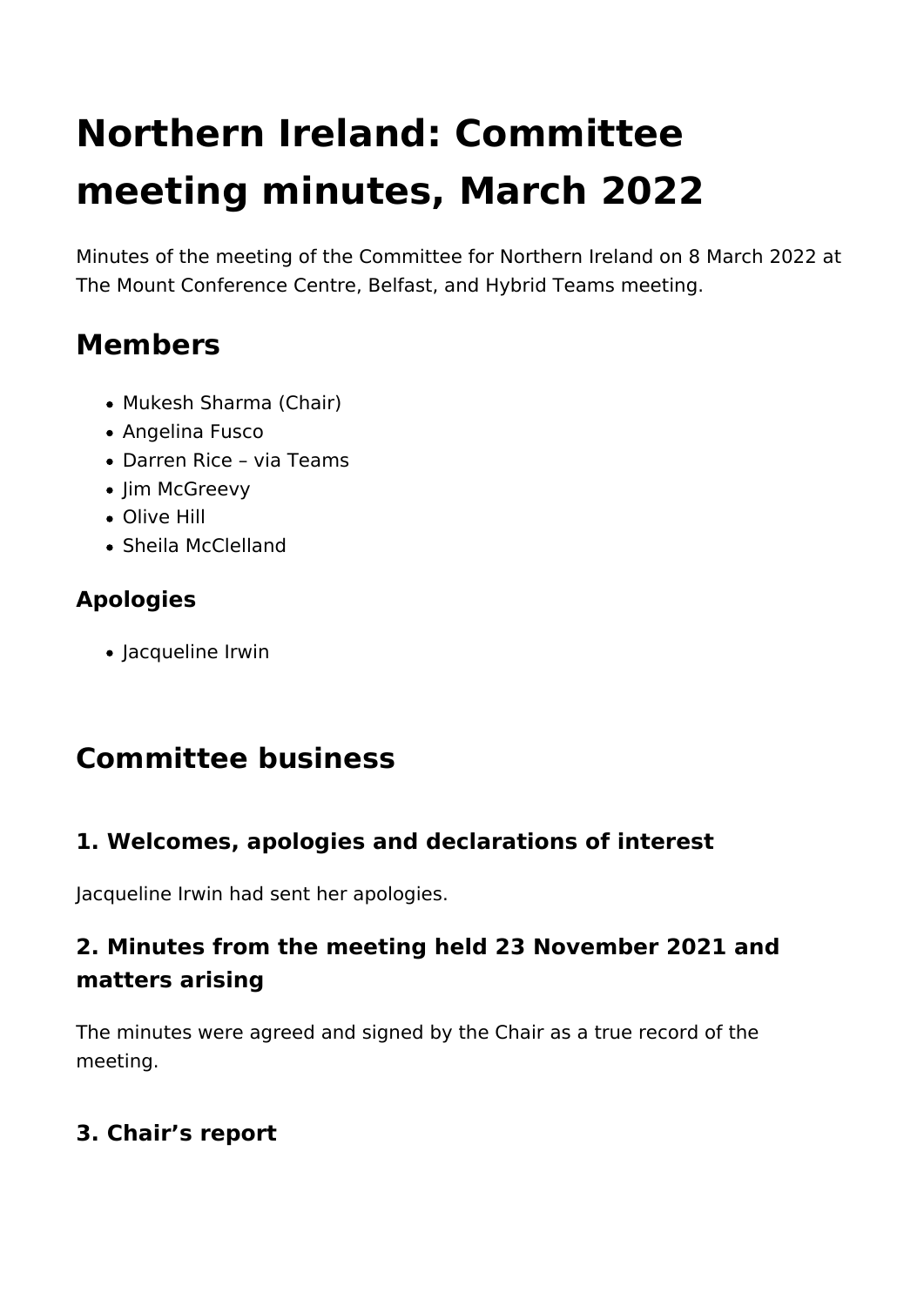# Northern Ireland: Committee meeting minutes, March 2022

Minutes of the meeting of the Committee for Northern Ireland on 8 March 2022 at The Mount Conference Centre, Belfast, and Hybrid Teams meeting.

## Members

- Mukesh Sharma (Chair)
- Angelina Fusco
- Darren Rice – via Teams
- Jim McGreevy
- Olive Hill
- Sheila McClelland

### Apologies

- Jacqueline Irwin

## Committee business

### 1. Welcomes, apologies and declarations of interest

Jacqueline Irwin had sent her apologies.

### 2. Minutes from the meeting held 23 November 2021 and matters arising

The minutes were agreed and signed by the Chair as a true record of the meeting.

### 3. Chair's report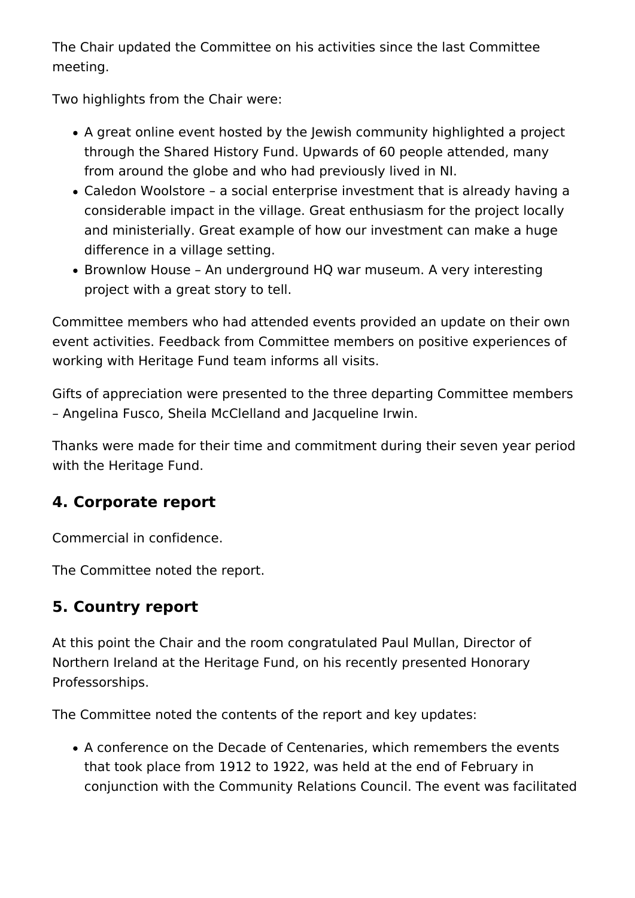The Chair updated the Committee on his activities since the last Committee meeting.

Two highlights from the Chair were:

- A great online event hosted by the Jewish community highlighted a project through the Shared History Fund. Upwards of 60 people attended, many from around the globe and who had previously lived in NI.
- Caledon Woolstore – a social enterprise investment that is already having a considerable impact in the village. Great enthusiasm for the project locally and ministerially. Great example of how our investment can make a huge difference in a village setting.
- Brownlow House – An underground HQ war museum. A very interesting project with a great story to tell.

Committee members who had attended events provided an update on their own event activities. Feedback from Committee members on positive experiences of working with Heritage Fund team informs all visits.

Gifts of appreciation were presented to the three departing Committee members – Angelina Fusco, Sheila McClelland and Jacqueline Irwin.

Thanks were made for their time and commitment during their seven year period with the Heritage Fund.

## 4. Corporate report

Commercial in confidence.

The Committee noted the report.

## 5. Country report

At this point the Chair and the room congratulated Paul Mullan, Director of Northern Ireland at the Heritage Fund, on his recently presented Honorary Professorships.

The Committee noted the contents of the report and key updates:

- A conference on the Decade of Centenaries, which remembers the events that took place from 1912 to 1922, was held at the end of February in conjunction with the Community Relations Council. The event was facilitated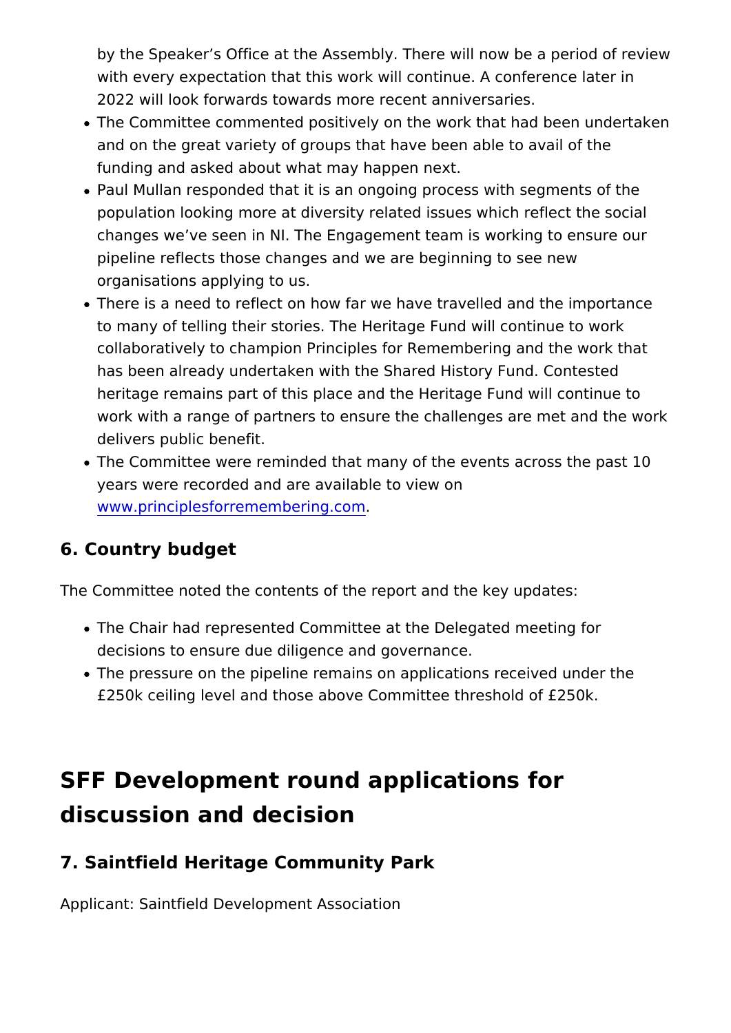by the Speaker's Office at the Assembly. There will now be a period of review with every expectation that this work will continue. A conference later in 2022 will look forwards towards more recent anniversaries.

- The Committee commented positively on the work that had been undertaken and on the great variety of groups that have been able to avail of the funding and asked about what may happen next.
- Paul Mullan responded that it is an ongoing process with segments of the population looking more at diversity related issues which reflect the social changes we've seen in NI. The Engagement team is working to ensure our pipeline reflects those changes and we are beginning to see new organisations applying to us.
- There is a need to reflect on how far we have travelled and the importance to many of telling their stories. The Heritage Fund will continue to work collaboratively to champion Principles for Remembering and the work that has been already undertaken with the Shared History Fund. Contested heritage remains part of this place and the Heritage Fund will continue to work with a range of partners to ensure the challenges are met and the work delivers public benefit.
- The Committee were reminded that many of the events across the past 10 years were recorded and are available to view on [www.principlesforremembering.com](www.principlesforremembering.com).

### 6. Country budget

The Committee noted the contents of the report and the key updates:

- The Chair had represented Committee at the Delegated meeting for decisions to ensure due diligence and governance.
- The pressure on the pipeline remains on applications received under the £250k ceiling level and those above Committee threshold of £250k.

## SFF Development round applications for discussion and decision

### 7. Saintfield Heritage Community Park

Applicant: Saintfield Development Association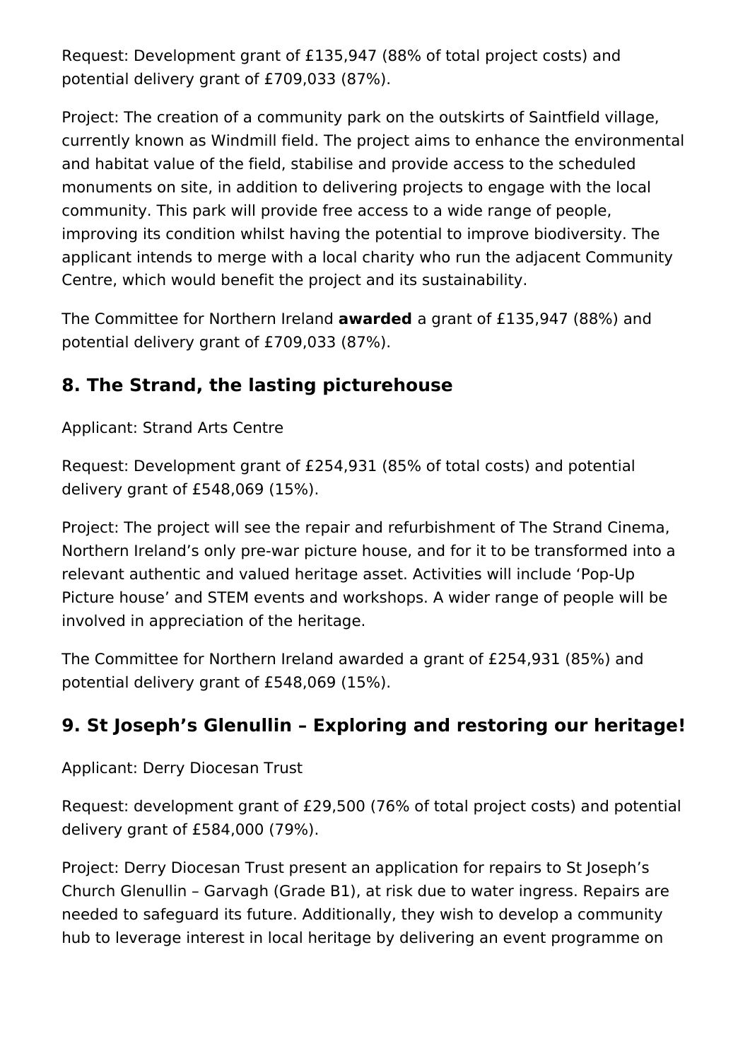Request: Development grant of £135,947 (88% of total project costs) and potential delivery grant of £709,033 (87%).

Project: The creation of a community park on the outskirts of Saintfield village, currently known as Windmill field. The project aims to enhance the environmental and habitat value of the field, stabilise and provide access to the scheduled monuments on site, in addition to delivering projects to engage with the local community. This park will provide free access to a wide range of people, improving its condition whilst having the potential to improve biodiversity. The applicant intends to merge with a local charity who run the adjacent Community Centre, which would benefit the project and its sustainability.

The Committee for Northern Ireland **awarded** a grant of £135,947 (88%) and potential delivery grant of £709,033 (87%).

## 8. The Strand, the lasting picturehouse

Applicant: Strand Arts Centre

Request: Development grant of £254,931 (85% of total costs) and potential delivery grant of £548,069 (15%).

Project: The project will see the repair and refurbishment of The Strand Cinema, Northern Ireland's only pre-war picture house, and for it to be transformed into a relevant authentic and valued heritage asset. Activities will include 'Pop-Up Picture house' and STEM events and workshops. A wider range of people will be involved in appreciation of the heritage.

The Committee for Northern Ireland awarded a grant of £254,931 (85%) and potential delivery grant of £548,069 (15%).

## 9. St Joseph's Glenullin – Exploring and restoring our heritage!

Applicant: Derry Diocesan Trust

Request: development grant of £29,500 (76% of total project costs) and potential delivery grant of £584,000 (79%).

Project: Derry Diocesan Trust present an application for repairs to St Joseph's Church Glenullin – Garvagh (Grade B1), at risk due to water ingress. Repairs are needed to safeguard its future. Additionally, they wish to develop a community hub to leverage interest in local heritage by delivering an event programme on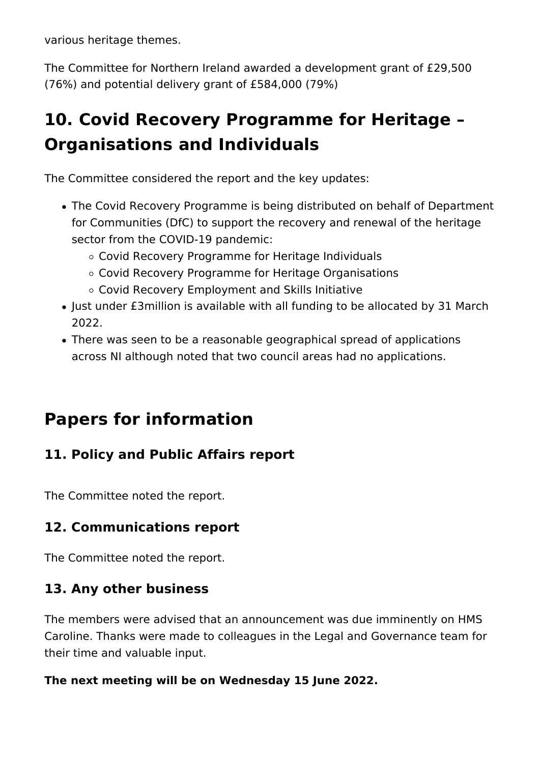various heritage themes.

The Committee for Northern Ireland awarded a development grant of £29,500 (76%) and potential delivery grant of £584,000 (79%)

## 10. Covid Recovery Programme for Heritage – Organisations and Individuals

The Committee considered the report and the key updates:

- The Covid Recovery Programme is being distributed on behalf of Department for Communities (DfC) to support the recovery and renewal of the heritage sector from the COVID-19 pandemic:
  - Covid Recovery Programme for Heritage Individuals
  - Covid Recovery Programme for Heritage Organisations
  - Covid Recovery Employment and Skills Initiative
- Just under £3million is available with all funding to be allocated by 31 March 2022.
- There was seen to be a reasonable geographical spread of applications across NI although noted that two council areas had no applications.

## Papers for information

### 11. Policy and Public Affairs report

The Committee noted the report.

### 12. Communications report

The Committee noted the report.

### 13. Any other business

The members were advised that an announcement was due imminently on HMS Caroline. Thanks were made to colleagues in the Legal and Governance team for their time and valuable input.

**The next meeting will be on Wednesday 15 June 2022.**